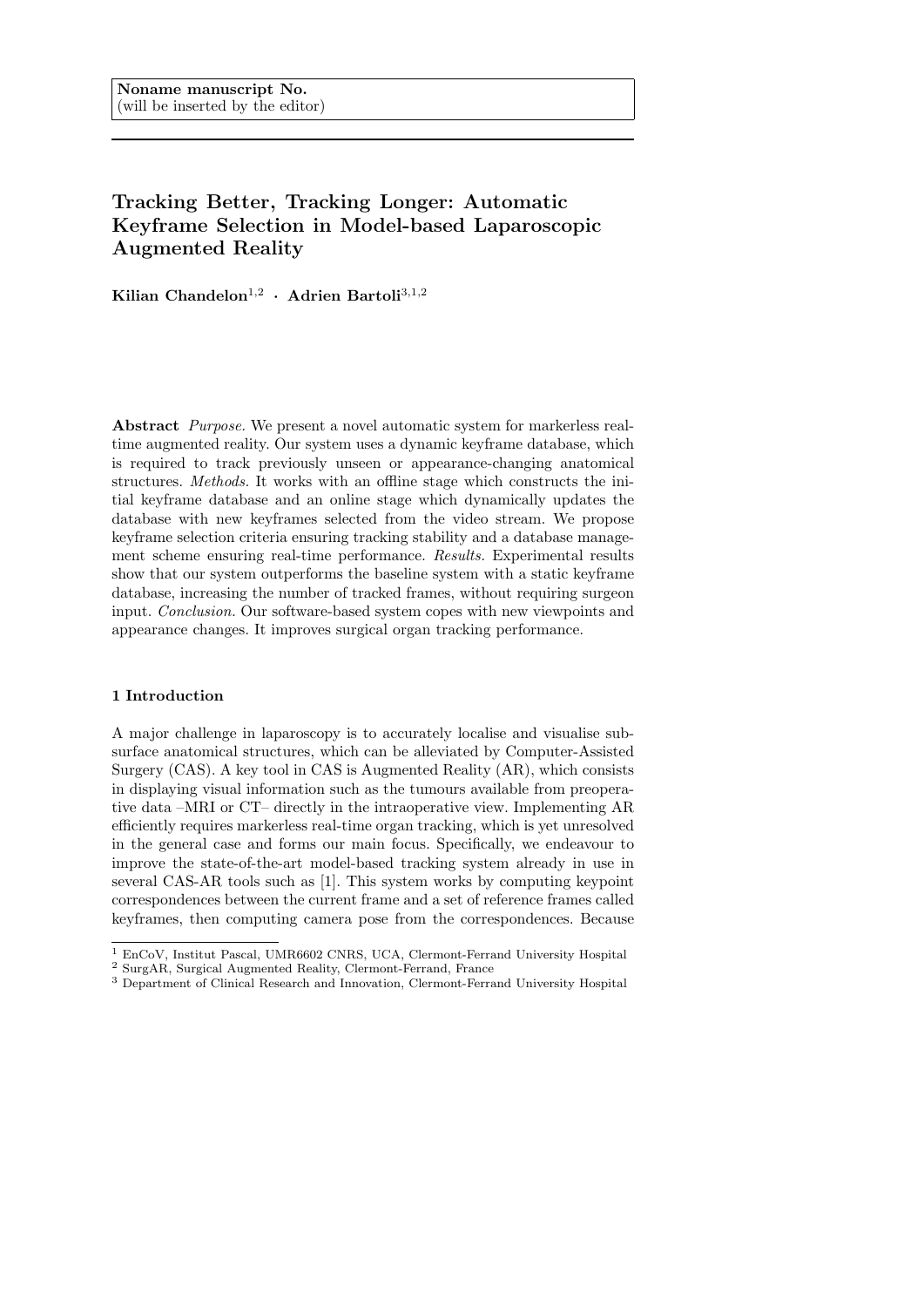Noname manuscript No.
(will be inserted by the editor)

# Tracking Better, Tracking Longer: Automatic Keyframe Selection in Model-based Laparoscopic Augmented Reality

**Kilian Chandelon**[1,2] · **Adrien Bartoli**[3,1,2]

**Abstract** *Purpose.* We present a novel automatic system for markerless real-time augmented reality. Our system uses a dynamic keyframe database, which is required to track previously unseen or appearance-changing anatomical structures. *Methods.* It works with an offline stage which constructs the initial keyframe database and an online stage which dynamically updates the database with new keyframes selected from the video stream. We propose keyframe selection criteria ensuring tracking stability and a database management scheme ensuring real-time performance. *Results.* Experimental results show that our system outperforms the baseline system with a static keyframe database, increasing the number of tracked frames, without requiring surgeon input. *Conclusion.* Our software-based system copes with new viewpoints and appearance changes. It improves surgical organ tracking performance.

## 1 Introduction

A major challenge in laparoscopy is to accurately localise and visualise sub-surface anatomical structures, which can be alleviated by Computer-Assisted Surgery (CAS). A key tool in CAS is Augmented Reality (AR), which consists in displaying visual information such as the tumours available from preoperative data –MRI or CT– directly in the intraoperative view. Implementing AR efficiently requires markerless real-time organ tracking, which is yet unresolved in the general case and forms our main focus. Specifically, we endeavour to improve the state-of-the-art model-based tracking system already in use in several CAS-AR tools such as [1]. This system works by computing keypoint correspondences between the current frame and a set of reference frames called keyframes, then computing camera pose from the correspondences. Because

[1] EnCoV, Institut Pascal, UMR6602 CNRS, UCA, Clermont-Ferrand University Hospital
[2] SurgAR, Surgical Augmented Reality, Clermont-Ferrand, France
[3] Department of Clinical Research and Innovation, Clermont-Ferrand University Hospital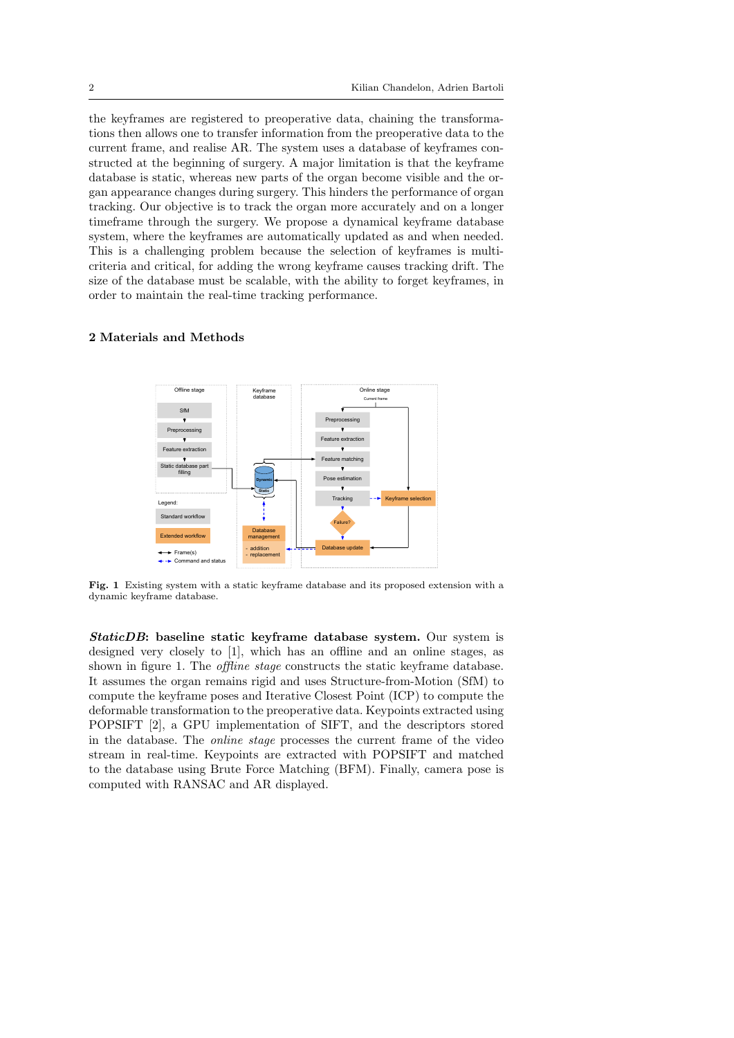the keyframes are registered to preoperative data, chaining the transformations then allows one to transfer information from the preoperative data to the current frame, and realise AR. The system uses a database of keyframes constructed at the beginning of surgery. A major limitation is that the keyframe database is static, whereas new parts of the organ become visible and the organ appearance changes during surgery. This hinders the performance of organ tracking. Our objective is to track the organ more accurately and on a longer timeframe through the surgery. We propose a dynamical keyframe database system, where the keyframes are automatically updated as and when needed. This is a challenging problem because the selection of keyframes is multi-criteria and critical, for adding the wrong keyframe causes tracking drift. The size of the database must be scalable, with the ability to forget keyframes, in order to maintain the real-time tracking performance.

## 2 Materials and Methods

**Fig. 1** Existing system with a static keyframe database and its proposed extension with a dynamic keyframe database.

***StaticDB*: baseline static keyframe database system.** Our system is designed very closely to [1], which has an offline and an online stages, as shown in figure 1. The *offline stage* constructs the static keyframe database. It assumes the organ remains rigid and uses Structure-from-Motion (SfM) to compute the keyframe poses and Iterative Closest Point (ICP) to compute the deformable transformation to the preoperative data. Keypoints extracted using POPSIFT [2], a GPU implementation of SIFT, and the descriptors stored in the database. The *online stage* processes the current frame of the video stream in real-time. Keypoints are extracted with POPSIFT and matched to the database using Brute Force Matching (BFM). Finally, camera pose is computed with RANSAC and AR displayed.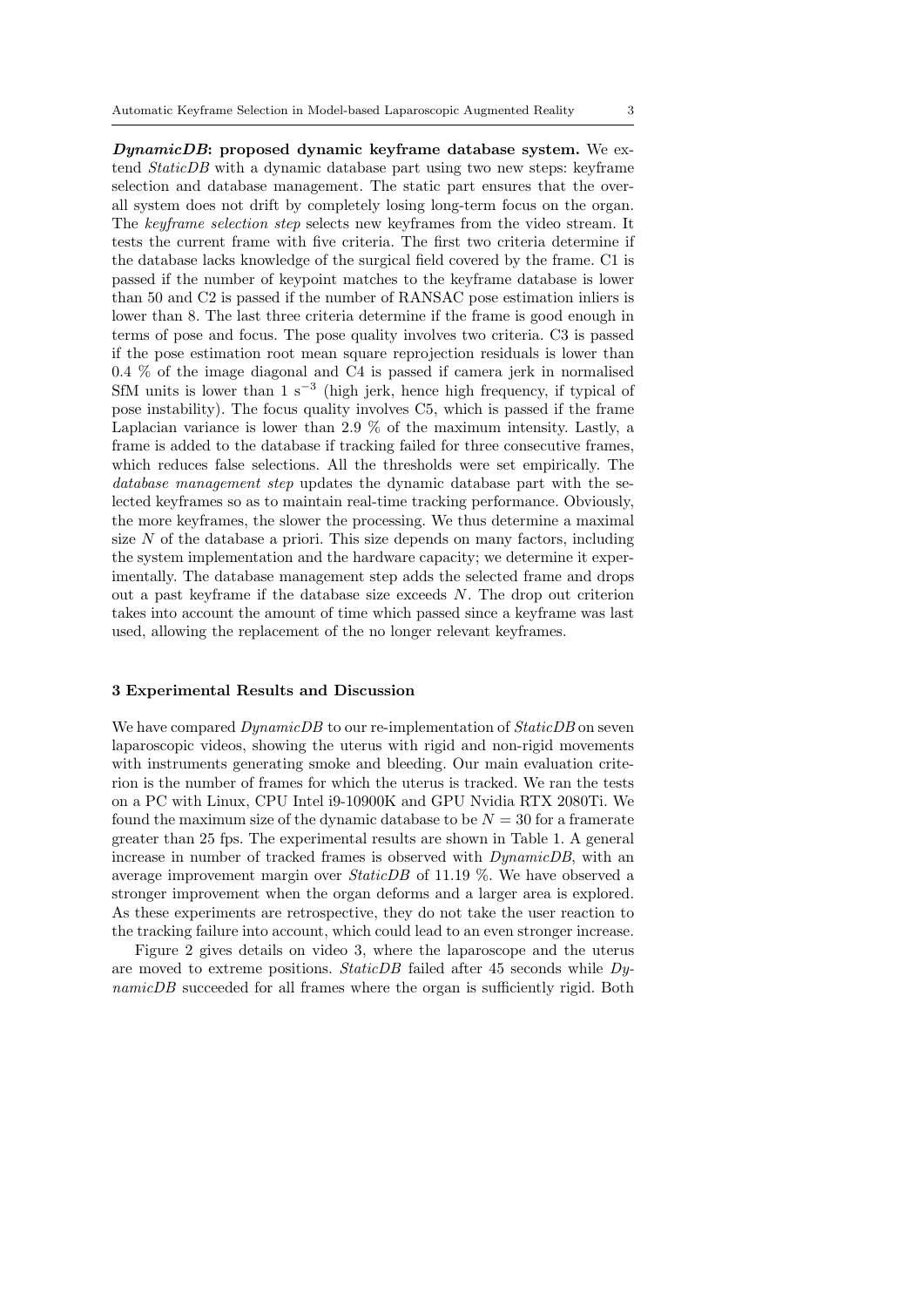***DynamicDB*: proposed dynamic keyframe database system.** We extend *StaticDB* with a dynamic database part using two new steps: keyframe selection and database management. The static part ensures that the overall system does not drift by completely losing long-term focus on the organ. The *keyframe selection step* selects new keyframes from the video stream. It tests the current frame with five criteria. The first two criteria determine if the database lacks knowledge of the surgical field covered by the frame. C1 is passed if the number of keypoint matches to the keyframe database is lower than 50 and C2 is passed if the number of RANSAC pose estimation inliers is lower than 8. The last three criteria determine if the frame is good enough in terms of pose and focus. The pose quality involves two criteria. C3 is passed if the pose estimation root mean square reprojection residuals is lower than 0.4 % of the image diagonal and C4 is passed if camera jerk in normalised SfM units is lower than 1 $s^{-3}$ (high jerk, hence high frequency, if typical of pose instability). The focus quality involves C5, which is passed if the frame Laplacian variance is lower than 2.9 % of the maximum intensity. Lastly, a frame is added to the database if tracking failed for three consecutive frames, which reduces false selections. All the thresholds were set empirically. The *database management step* updates the dynamic database part with the selected keyframes so as to maintain real-time tracking performance. Obviously, the more keyframes, the slower the processing. We thus determine a maximal size $N$ of the database a priori. This size depends on many factors, including the system implementation and the hardware capacity; we determine it experimentally. The database management step adds the selected frame and drops out a past keyframe if the database size exceeds $N$. The drop out criterion takes into account the amount of time which passed since a keyframe was last used, allowing the replacement of the no longer relevant keyframes.

## 3 Experimental Results and Discussion

We have compared *DynamicDB* to our re-implementation of *StaticDB* on seven laparoscopic videos, showing the uterus with rigid and non-rigid movements with instruments generating smoke and bleeding. Our main evaluation criterion is the number of frames for which the uterus is tracked. We ran the tests on a PC with Linux, CPU Intel i9-10900K and GPU Nvidia RTX 2080Ti. We found the maximum size of the dynamic database to be $N = 30$ for a framerate greater than 25 fps. The experimental results are shown in Table 1. A general increase in number of tracked frames is observed with *DynamicDB*, with an average improvement margin over *StaticDB* of 11.19 %. We have observed a stronger improvement when the organ deforms and a larger area is explored. As these experiments are retrospective, they do not take the user reaction to the tracking failure into account, which could lead to an even stronger increase.

Figure 2 gives details on video 3, where the laparoscope and the uterus are moved to extreme positions. *StaticDB* failed after 45 seconds while *DynamicDB* succeeded for all frames where the organ is sufficiently rigid. Both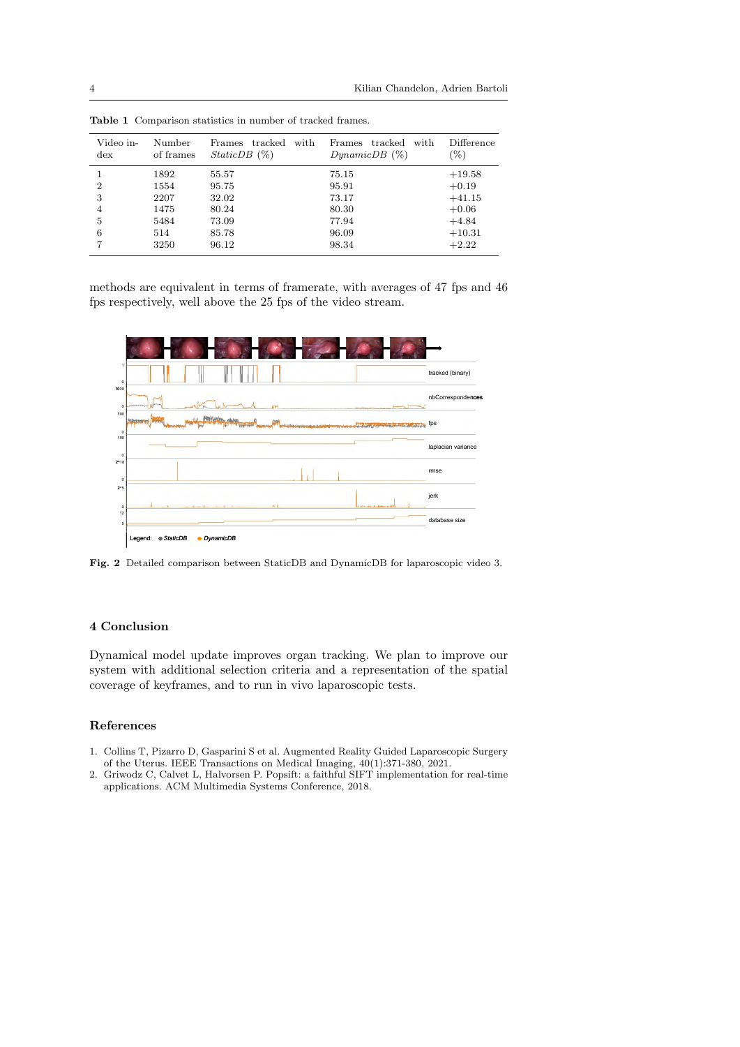Table 1 Comparison statistics in number of tracked frames.

| Video index | Number of frames | Frames tracked with *StaticDB* (%) | Frames tracked with *DynamicDB* (%) | Difference (%) |
|---|---|---|---|---|
| 1 | 1892 | 55.57 | 75.15 | +19.58 |
| 2 | 1554 | 95.75 | 95.91 | +0.19 |
| 3 | 2207 | 32.02 | 73.17 | +41.15 |
| 4 | 1475 | 80.24 | 80.30 | +0.06 |
| 5 | 5484 | 73.09 | 77.94 | +4.84 |
| 6 | 514 | 85.78 | 96.09 | +10.31 |
| 7 | 3250 | 96.12 | 98.34 | +2.22 |

methods are equivalent in terms of framerate, with averages of 47 fps and 46 fps respectively, well above the 25 fps of the video stream.

1
0
tracked (binary)
1000
0
nbCorrespondences
100
0
fps
100
0
laplacian variance
2^18
0
rmse
2^5
0
jerk
12
5
database size
Legend: StaticDB DynamicDB

**Fig. 2** Detailed comparison between StaticDB and DynamicDB for laparoscopic video 3.

## 4 Conclusion

Dynamical model update improves organ tracking. We plan to improve our system with additional selection criteria and a representation of the spatial coverage of keyframes, and to run in vivo laparoscopic tests.

## References

1. Collins T, Pizarro D, Gasparini S et al. Augmented Reality Guided Laparoscopic Surgery of the Uterus. IEEE Transactions on Medical Imaging, 40(1):371-380, 2021.
2. Griwodz C, Calvet L, Halvorsen P. Popsift: a faithful SIFT implementation for real-time applications. ACM Multimedia Systems Conference, 2018.